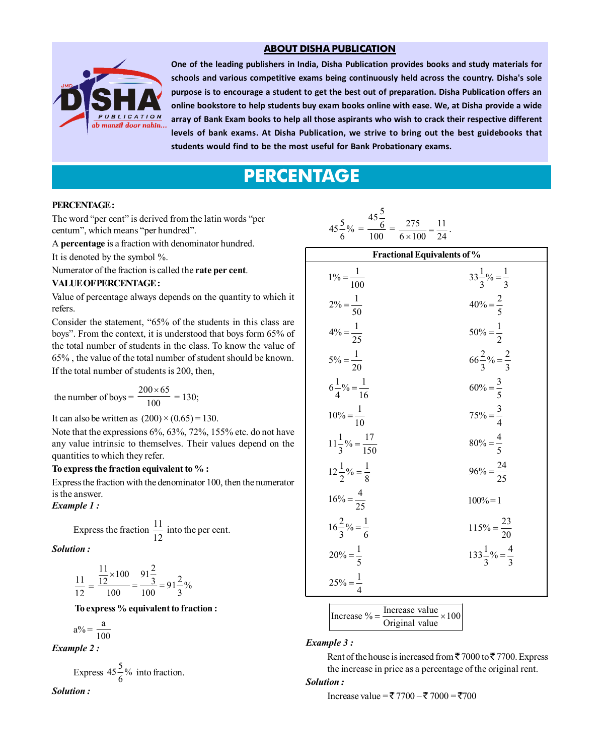## ABOUT DISHA PUBLICATION

One of the leading publishers in India, Disha Publication provides books and study materials for schools and various competitive exams being continuously held across the country. Disha's sole purpose is to encourage a student to get the best out of preparation. Disha Publication offers an online bookstore to help students buy exam books online with ease. We, at Disha provide a wide array of Bank Exam books to help all those aspirants who wish to crack their respective different levels of bank exams. At Disha Publication, we strive to bring out the best guidebooks that students would find to be the most useful for Bank Probationary exams.

# PERCENTAGE

**PERCENTAGE :**

The word "per cent" is derived from the latin words "per centum", which means "per hundred".

A **percentage** is a fraction with denominator hundred.

It is denoted by the symbol %.

Numerator of the fraction is called the **rate per cent**.

**VALUE OF PERCENTAGE :**

Value of percentage always depends on the quantity to which it refers.

Consider the statement, "65% of the students in this class are boys". From the context, it is understood that boys form 65% of the total number of students in the class. To know the value of 65% , the value of the total number of student should be known. If the total number of students is 200, then,

$$\text{the number of boys} = \frac{200 \times 65}{100} = 130;$$

It can also be written as $(200) \times (0.65) = 130$.

Note that the expressions 6%, 63%, 72%, 155% etc. do not have any value intrinsic to themselves. Their values depend on the quantities to which they refer.

**To express the fraction equivalent to % :**

Express the fraction with the denominator 100, then the numerator is the answer.

***Example 1 :***

Express the fraction $\frac{11}{12}$ into the per cent.

***Solution :***

$$\frac{11}{12} = \frac{\frac{11}{12} \times 100}{100} = \frac{91\frac{2}{3}}{100} = 91\frac{2}{3}\%$$

**To express % equivalent to fraction :**

$$a\% = \frac{a}{100}$$

***Example 2 :***

Express $45\frac{5}{6}\%$ into fraction.

***Solution :***

$$45\frac{5}{6}\% = \frac{45\frac{5}{6}}{100} = \frac{275}{6 \times 100} = \frac{11}{24}.$$

**Fractional Equivalents of %**

| | |
|---|---|
| $1\% = \frac{1}{100}$ | $33\frac{1}{3}\% = \frac{1}{3}$ |
| $2\% = \frac{1}{50}$ | $40\% = \frac{2}{5}$ |
| $4\% = \frac{1}{25}$ | $50\% = \frac{1}{2}$ |
| $5\% = \frac{1}{20}$ | $66\frac{2}{3}\% = \frac{2}{3}$ |
| $6\frac{1}{4}\% = \frac{1}{16}$ | $60\% = \frac{3}{5}$ |
| $10\% = \frac{1}{10}$ | $75\% = \frac{3}{4}$ |
| $11\frac{1}{3}\% = \frac{17}{150}$ | $80\% = \frac{4}{5}$ |
| $12\frac{1}{2}\% = \frac{1}{8}$ | $96\% = \frac{24}{25}$ |
| $16\% = \frac{4}{25}$ | $100\% = 1$ |
| $16\frac{2}{3}\% = \frac{1}{6}$ | $115\% = \frac{23}{20}$ |
| $20\% = \frac{1}{5}$ | $133\frac{1}{3}\% = \frac{4}{3}$ |
| $25\% = \frac{1}{4}$ | |

$$\text{Increase } \% = \frac{\text{Increase value}}{\text{Original value}} \times 100$$

***Example 3 :***

Rent of the house is increased from ₹ 7000 to ₹ 7700. Express the increase in price as a percentage of the original rent.

***Solution :***

Increase value = ₹ 7700 – ₹ 7000 = ₹700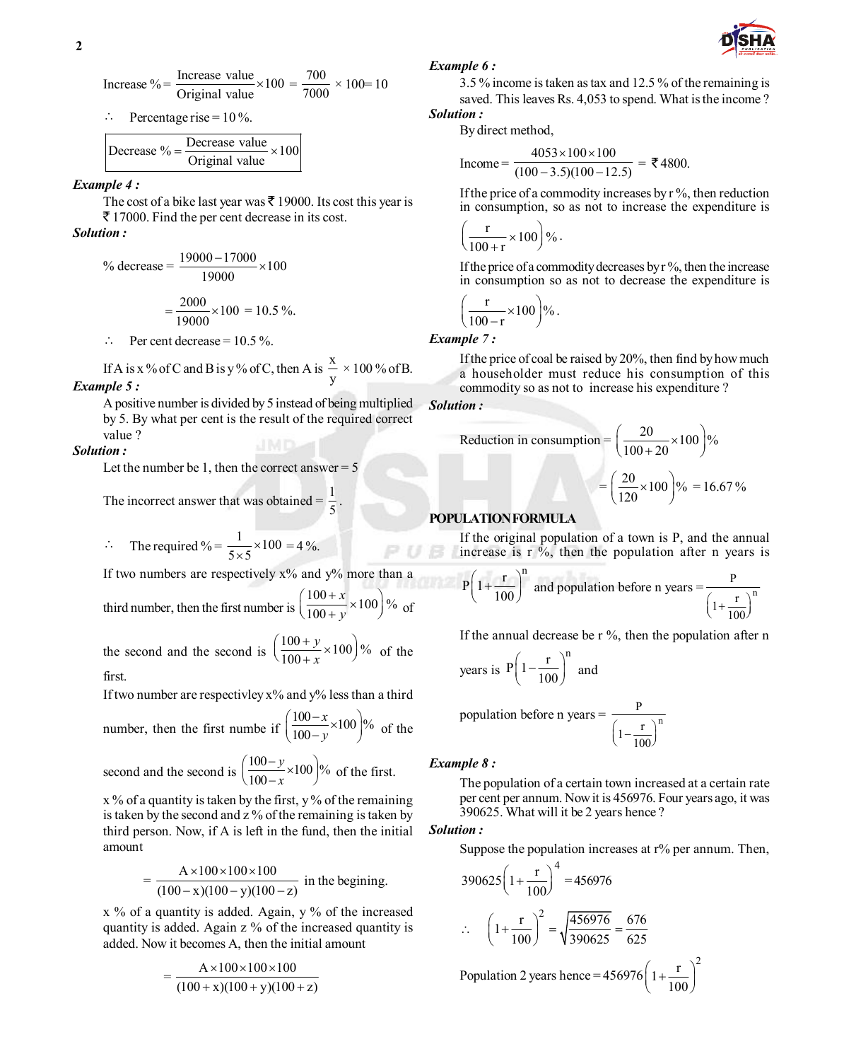$$\text{Increase }\% = \frac{\text{Increase value}}{\text{Original value}} \times 100 = \frac{700}{7000} \times 100 = 10$$

$\therefore$ Percentage rise = 10 %.

$$\text{Decrease }\% = \frac{\text{Decrease value}}{\text{Original value}} \times 100$$

***Example 4 :***

The cost of a bike last year was ₹ 19000. Its cost this year is ₹ 17000. Find the per cent decrease in its cost.

***Solution :***

$$\%\text{ decrease} = \frac{19000 - 17000}{19000} \times 100$$

$$= \frac{2000}{19000} \times 100 = 10.5\ \%.$$

$\therefore$ Per cent decrease = 10.5 %.

If A is x % of C and B is y % of C, then A is $\frac{x}{y} \times 100$ % of B.

***Example 5 :***

A positive number is divided by 5 instead of being multiplied by 5. By what per cent is the result of the required correct value ?

***Solution :***

Let the number be 1, then the correct answer = 5

The incorrect answer that was obtained = $\frac{1}{5}$.

$$\therefore \quad \text{The required }\% = \frac{1}{5 \times 5} \times 100 = 4\ \%.$$

If two numbers are respectively x% and y% more than a third number, then the first number is $\left(\frac{100+x}{100+y} \times 100\right)\%$ of the second and the second is $\left(\frac{100+y}{100+x} \times 100\right)\%$ of the first.

If two number are respectivley x% and y% less than a third number, then the first numbe if $\left(\frac{100-x}{100-y} \times 100\right)\%$ of the second and the second is $\left(\frac{100-y}{100-x} \times 100\right)\%$ of the first.

x % of a quantity is taken by the first, y % of the remaining is taken by the second and z % of the remaining is taken by third person. Now, if A is left in the fund, then the initial amount

$$= \frac{A \times 100 \times 100 \times 100}{(100-x)(100-y)(100-z)} \text{ in the begining.}$$

x % of a quantity is added. Again, y % of the increased quantity is added. Again z % of the increased quantity is added. Now it becomes A, then the initial amount

$$= \frac{A \times 100 \times 100 \times 100}{(100+x)(100+y)(100+z)}$$

***Example 6 :***

3.5 % income is taken as tax and 12.5 % of the remaining is saved. This leaves Rs. 4,053 to spend. What is the income ?

***Solution :***

By direct method,

$$\text{Income} = \frac{4053 \times 100 \times 100}{(100-3.5)(100-12.5)} = ₹\,4800.$$

If the price of a commodity increases by r %, then reduction in consumption, so as not to increase the expenditure is

$$\left(\frac{r}{100+r} \times 100\right)\%.$$

If the price of a commodity decreases by r %, then the increase in consumption so as not to decrease the expenditure is

$$\left(\frac{r}{100-r} \times 100\right)\%.$$

***Example 7 :***

If the price of coal be raised by 20%, then find by how much a householder must reduce his consumption of this commodity so as not to increase his expenditure ?

***Solution :***

$$\text{Reduction in consumption} = \left(\frac{20}{100+20} \times 100\right)\%$$

$$= \left(\frac{20}{120} \times 100\right)\% = 16.67\ \%$$

**POPULATION FORMULA**

If the original population of a town is P, and the annual increase is r %, then the population after n years is

$$P\left(1+\frac{r}{100}\right)^n \text{ and population before n years} = \frac{P}{\left(1+\frac{r}{100}\right)^n}$$

If the annual decrease be r %, then the population after n years is $P\left(1-\frac{r}{100}\right)^n$ and

$$\text{population before n years} = \frac{P}{\left(1-\frac{r}{100}\right)^n}$$

***Example 8 :***

The population of a certain town increased at a certain rate per cent per annum. Now it is 456976. Four years ago, it was 390625. What will it be 2 years hence ?

***Solution :***

Suppose the population increases at r% per annum. Then,

$$390625\left(1+\frac{r}{100}\right)^4 = 456976$$

$$\therefore \quad \left(1+\frac{r}{100}\right)^2 = \sqrt{\frac{456976}{390625}} = \frac{676}{625}$$

$$\text{Population 2 years hence} = 456976\left(1+\frac{r}{100}\right)^2$$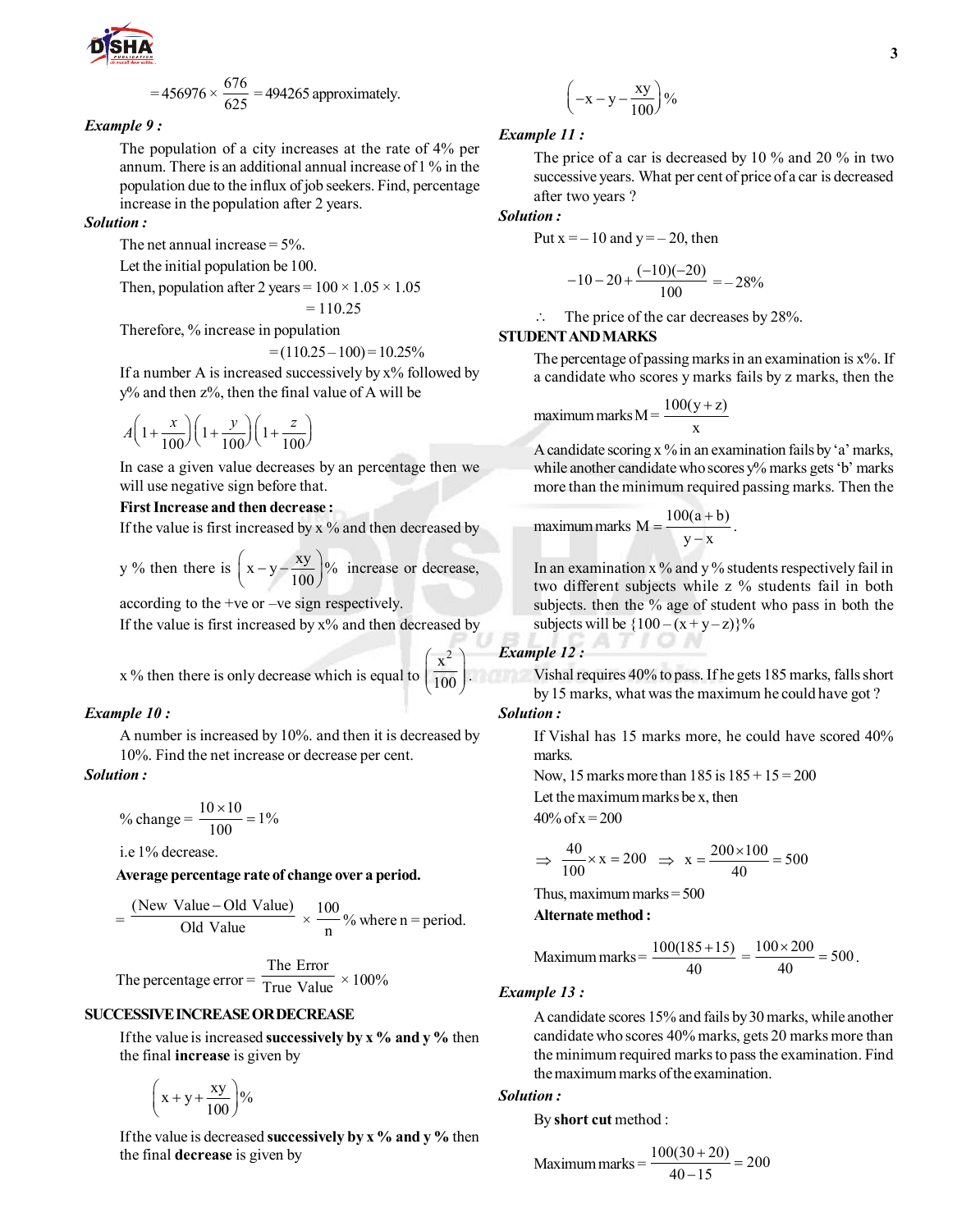$$= 456976 \times \frac{676}{625} = 494265 \text{ approximately.}$$

***Example 9 :***

The population of a city increases at the rate of 4% per annum. There is an additional annual increase of 1 % in the population due to the influx of job seekers. Find, percentage increase in the population after 2 years.

***Solution :***

The net annual increase = 5%.

Let the initial population be 100.

Then, population after 2 years = 100 × 1.05 × 1.05

= 110.25

Therefore, % increase in population

= (110.25 – 100) = 10.25%

If a number A is increased successively by x% followed by y% and then z%, then the final value of A will be

$$A\left(1+\frac{x}{100}\right)\left(1+\frac{y}{100}\right)\left(1+\frac{z}{100}\right)$$

In case a given value decreases by an percentage then we will use negative sign before that.

**First Increase and then decrease :**

If the value is first increased by x % and then decreased by y % then there is $\left(x-y-\frac{xy}{100}\right)\%$ increase or decrease, according to the +ve or –ve sign respectively.

If the value is first increased by x% and then decreased by x % then there is only decrease which is equal to $\left(\frac{x^2}{100}\right)$.

***Example 10 :***

A number is increased by 10%. and then it is decreased by 10%. Find the net increase or decrease per cent.

***Solution :***

$$\% \text{ change} = \frac{10 \times 10}{100} = 1\%$$

i.e 1% decrease.

**Average percentage rate of change over a period.**

$$= \frac{(\text{New Value} - \text{Old Value})}{\text{Old Value}} \times \frac{100}{n}\% \text{ where n = period.}$$

$$\text{The percentage error} = \frac{\text{The Error}}{\text{True Value}} \times 100\%$$

**SUCCESSIVE INCREASE OR DECREASE**

If the value is increased **successively by x % and y %** then the final **increase** is given by

$$\left(x+y+\frac{xy}{100}\right)\%$$

If the value is decreased **successively by x % and y %** then the final **decrease** is given by

$$\left(-x-y-\frac{xy}{100}\right)\%$$

***Example 11 :***

The price of a car is decreased by 10 % and 20 % in two successive years. What per cent of price of a car is decreased after two years ?

***Solution :***

Put x = – 10 and y = – 20, then

$$-10-20+\frac{(-10)(-20)}{100} = -28\%$$

∴ The price of the car decreases by 28%.

**STUDENT AND MARKS**

The percentage of passing marks in an examination is x%. If a candidate who scores y marks fails by z marks, then the

$$\text{maximum marks } M = \frac{100(y+z)}{x}$$

A candidate scoring x % in an examination fails by 'a' marks, while another candidate who scores y% marks gets 'b' marks more than the minimum required passing marks. Then the

$$\text{maximum marks } M = \frac{100(a+b)}{y-x}.$$

In an examination x % and y % students respectively fail in two different subjects while z % students fail in both subjects. then the % age of student who pass in both the subjects will be $\{100-(x+y-z)\}\%$

***Example 12 :***

Vishal requires 40% to pass. If he gets 185 marks, falls short by 15 marks, what was the maximum he could have got ?

***Solution :***

If Vishal has 15 marks more, he could have scored 40% marks.

Now, 15 marks more than 185 is 185 + 15 = 200

Let the maximum marks be x, then

40% of x = 200

$$\Rightarrow \frac{40}{100} \times x = 200 \Rightarrow x = \frac{200 \times 100}{40} = 500$$

Thus, maximum marks = 500

**Alternate method :**

$$\text{Maximum marks} = \frac{100(185+15)}{40} = \frac{100 \times 200}{40} = 500.$$

***Example 13 :***

A candidate scores 15% and fails by 30 marks, while another candidate who scores 40% marks, gets 20 marks more than the minimum required marks to pass the examination. Find the maximum marks of the examination.

***Solution :***

By **short cut** method :

$$\text{Maximum marks} = \frac{100(30+20)}{40-15} = 200$$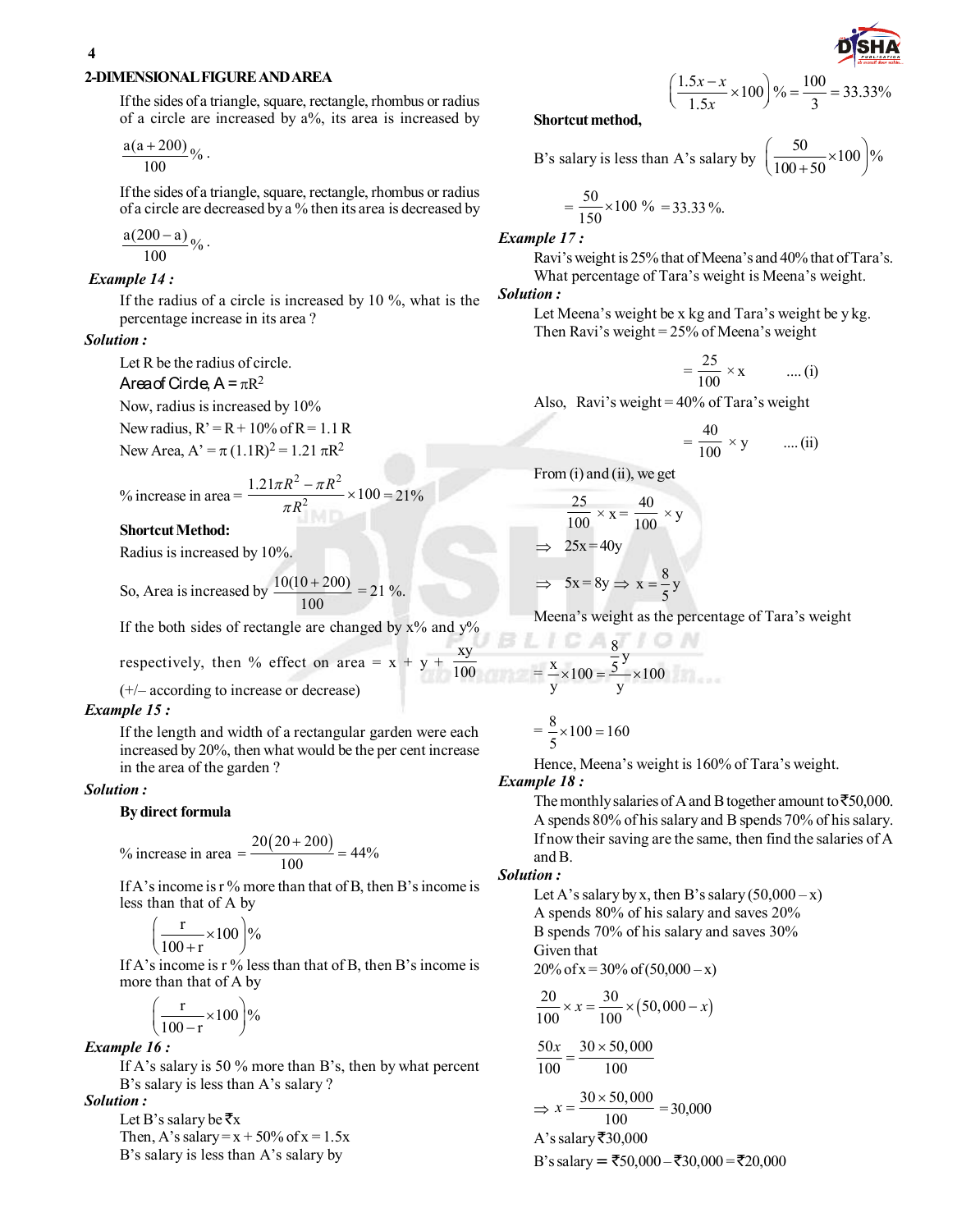## 2-DIMENSIONAL FIGURE AND AREA

If the sides of a triangle, square, rectangle, rhombus or radius of a circle are increased by a%, its area is increased by

$$\frac{a(a+200)}{100}\%.$$

If the sides of a triangle, square, rectangle, rhombus or radius of a circle are decreased by a % then its area is decreased by

$$\frac{a(200-a)}{100}\%.$$

***Example 14 :***

If the radius of a circle is increased by 10 %, what is the percentage increase in its area ?

***Solution :***

Let R be the radius of circle.

Area of Circle, $A = \pi R^2$

Now, radius is increased by 10%

New radius, R' = R + 10% of R = 1.1 R

New Area, $A' = \pi(1.1R)^2 = 1.21\,\pi R^2$

$$\%\text{ increase in area} = \frac{1.21\pi R^2 - \pi R^2}{\pi R^2}\times 100 = 21\%$$

**Shortcut Method:**

Radius is increased by 10%.

So, Area is increased by $\frac{10(10+200)}{100} = 21\%$.

If the both sides of rectangle are changed by x% and y% respectively, then % effect on area $= x + y + \frac{xy}{100}$

(+/– according to increase or decrease)

***Example 15 :***

If the length and width of a rectangular garden were each increased by 20%, then what would be the per cent increase in the area of the garden ?

***Solution :***

**By direct formula**

$$\%\text{ increase in area} = \frac{20(20+200)}{100} = 44\%$$

If A's income is r % more than that of B, then B's income is less than that of A by

$$\left(\frac{r}{100+r}\times 100\right)\%$$

If A's income is r % less than that of B, then B's income is more than that of A by

$$\left(\frac{r}{100-r}\times 100\right)\%$$

***Example 16 :***

If A's salary is 50 % more than B's, then by what percent B's salary is less than A's salary ?

***Solution :***

Let B's salary be ₹x

Then, A's salary = x + 50% of x = 1.5x

B's salary is less than A's salary by

$$\left(\frac{1.5x - x}{1.5x}\times 100\right)\% = \frac{100}{3} = 33.33\%$$

**Shortcut method,**

B's salary is less than A's salary by $\left(\frac{50}{100+50}\times 100\right)\%$

$$= \frac{50}{150}\times 100\ \% = 33.33\ \%.$$

***Example 17 :***

Ravi's weight is 25% that of Meena's and 40% that of Tara's. What percentage of Tara's weight is Meena's weight.

***Solution :***

Let Meena's weight be x kg and Tara's weight be y kg.
Then Ravi's weight = 25% of Meena's weight

$$= \frac{25}{100}\times x \quad \text{.... (i)}$$

Also, Ravi's weight = 40% of Tara's weight

$$= \frac{40}{100}\times y \quad \text{.... (ii)}$$

From (i) and (ii), we get

$$\frac{25}{100}\times x = \frac{40}{100}\times y$$

$\Rightarrow\ 25x = 40y$

$\Rightarrow\ 5x = 8y \Rightarrow x = \frac{8}{5}y$

Meena's weight as the percentage of Tara's weight

$$= \frac{x}{y}\times 100 = \frac{\frac{8}{5}y}{y}\times 100$$

$$= \frac{8}{5}\times 100 = 160$$

Hence, Meena's weight is 160% of Tara's weight.

***Example 18 :***

The monthly salaries of A and B together amount to ₹50,000. A spends 80% of his salary and B spends 70% of his salary. If now their saving are the same, then find the salaries of A and B.

***Solution :***

Let A's salary by x, then B's salary (50,000 – x)
A spends 80% of his salary and saves 20%
B spends 70% of his salary and saves 30%
Given that
20% of x = 30% of (50,000 – x)

$$\frac{20}{100}\times x = \frac{30}{100}\times(50{,}000 - x)$$

$$\frac{50x}{100} = \frac{30\times 50{,}000}{100}$$

$$\Rightarrow x = \frac{30\times 50{,}000}{100} = 30{,}000$$

A's salary ₹30,000

B's salary = ₹50,000 – ₹30,000 = ₹20,000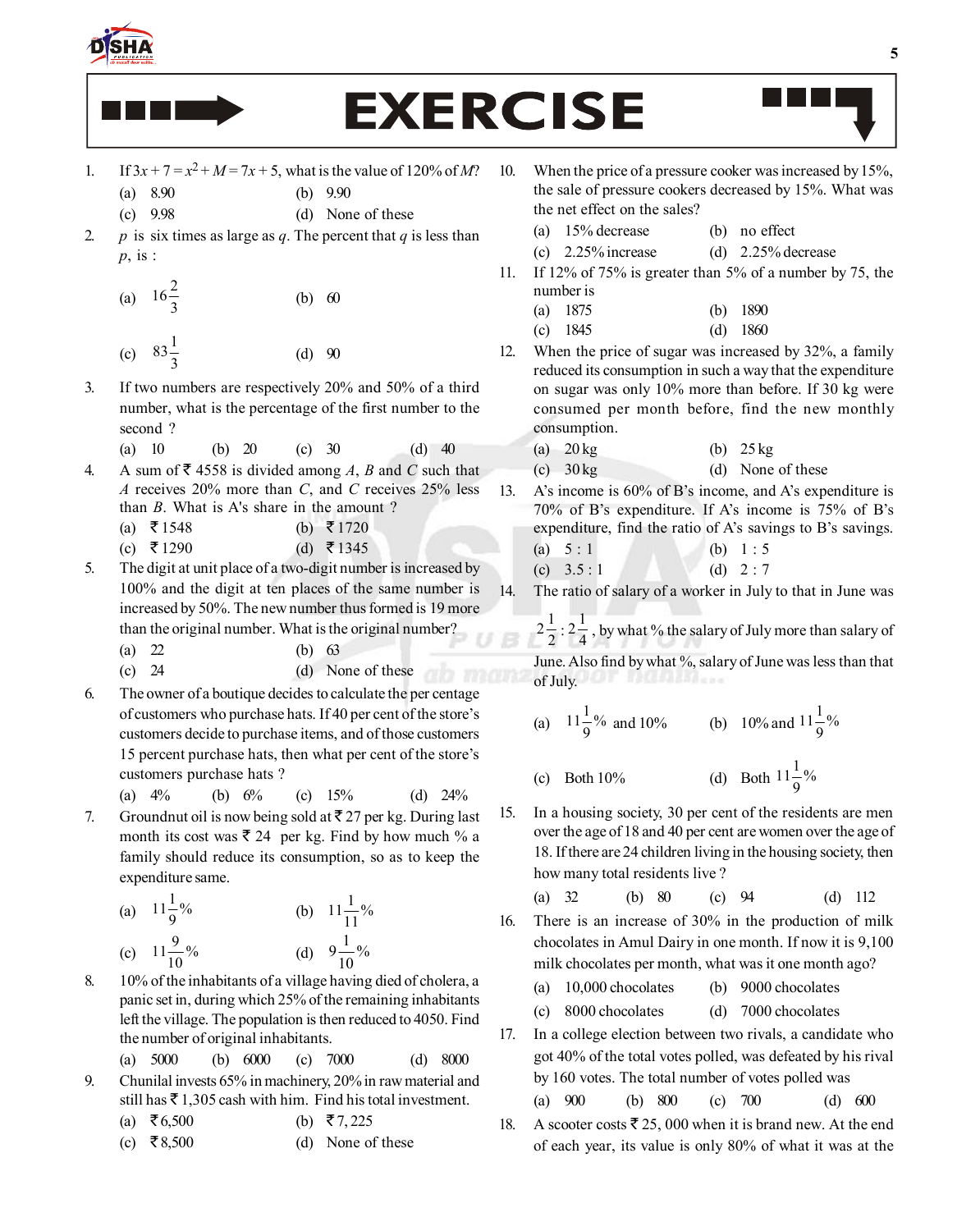# EXERCISE

1. If $3x + 7 = x^2 + M = 7x + 5$, what is the value of 120% of $M$?
   (a) 8.90 (b) 9.90
   (c) 9.98 (d) None of these

2. $p$ is six times as large as $q$. The percent that $q$ is less than $p$, is :
   (a) $16\frac{2}{3}$ (b) 60
   (c) $83\frac{1}{3}$ (d) 90

3. If two numbers are respectively 20% and 50% of a third number, what is the percentage of the first number to the second ?
   (a) 10 (b) 20 (c) 30 (d) 40

4. A sum of ₹ 4558 is divided among $A$, $B$ and $C$ such that $A$ receives 20% more than $C$, and $C$ receives 25% less than $B$. What is A's share in the amount ?
   (a) ₹ 1548 (b) ₹ 1720
   (c) ₹ 1290 (d) ₹ 1345

5. The digit at unit place of a two-digit number is increased by 100% and the digit at ten places of the same number is increased by 50%. The new number thus formed is 19 more than the original number. What is the original number?
   (a) 22 (b) 63
   (c) 24 (d) None of these

6. The owner of a boutique decides to calculate the per centage of customers who purchase hats. If 40 per cent of the store's customers decide to purchase items, and of those customers 15 percent purchase hats, then what per cent of the store's customers purchase hats ?
   (a) 4% (b) 6% (c) 15% (d) 24%

7. Groundnut oil is now being sold at ₹ 27 per kg. During last month its cost was ₹ 24 per kg. Find by how much % a family should reduce its consumption, so as to keep the expenditure same.
   (a) $11\frac{1}{9}\%$ (b) $11\frac{1}{11}\%$
   (c) $11\frac{9}{10}\%$ (d) $9\frac{1}{10}\%$

8. 10% of the inhabitants of a village having died of cholera, a panic set in, during which 25% of the remaining inhabitants left the village. The population is then reduced to 4050. Find the number of original inhabitants.
   (a) 5000 (b) 6000 (c) 7000 (d) 8000

9. Chunilal invests 65% in machinery, 20% in raw material and still has ₹ 1,305 cash with him. Find his total investment.
   (a) ₹ 6,500 (b) ₹ 7, 225
   (c) ₹ 8,500 (d) None of these

10. When the price of a pressure cooker was increased by 15%, the sale of pressure cookers decreased by 15%. What was the net effect on the sales?
    (a) 15% decrease (b) no effect
    (c) 2.25% increase (d) 2.25% decrease

11. If 12% of 75% is greater than 5% of a number by 75, the number is
    (a) 1875 (b) 1890
    (c) 1845 (d) 1860

12. When the price of sugar was increased by 32%, a family reduced its consumption in such a way that the expenditure on sugar was only 10% more than before. If 30 kg were consumed per month before, find the new monthly consumption.
    (a) 20 kg (b) 25 kg
    (c) 30 kg (d) None of these

13. A's income is 60% of B's income, and A's expenditure is 70% of B's expenditure. If A's income is 75% of B's expenditure, find the ratio of A's savings to B's savings.
    (a) 5 : 1 (b) 1 : 5
    (c) 3.5 : 1 (d) 2 : 7

14. The ratio of salary of a worker in July to that in June was $2\frac{1}{2} : 2\frac{1}{4}$, by what % the salary of July more than salary of June. Also find by what %, salary of June was less than that of July.
    (a) $11\frac{1}{9}\%$ and 10% (b) 10% and $11\frac{1}{9}\%$
    (c) Both 10% (d) Both $11\frac{1}{9}\%$

15. In a housing society, 30 per cent of the residents are men over the age of 18 and 40 per cent are women over the age of 18. If there are 24 children living in the housing society, then how many total residents live ?
    (a) 32 (b) 80 (c) 94 (d) 112

16. There is an increase of 30% in the production of milk chocolates in Amul Dairy in one month. If now it is 9,100 milk chocolates per month, what was it one month ago?
    (a) 10,000 chocolates (b) 9000 chocolates
    (c) 8000 chocolates (d) 7000 chocolates

17. In a college election between two rivals, a candidate who got 40% of the total votes polled, was defeated by his rival by 160 votes. The total number of votes polled was
    (a) 900 (b) 800 (c) 700 (d) 600

18. A scooter costs ₹ 25, 000 when it is brand new. At the end of each year, its value is only 80% of what it was at the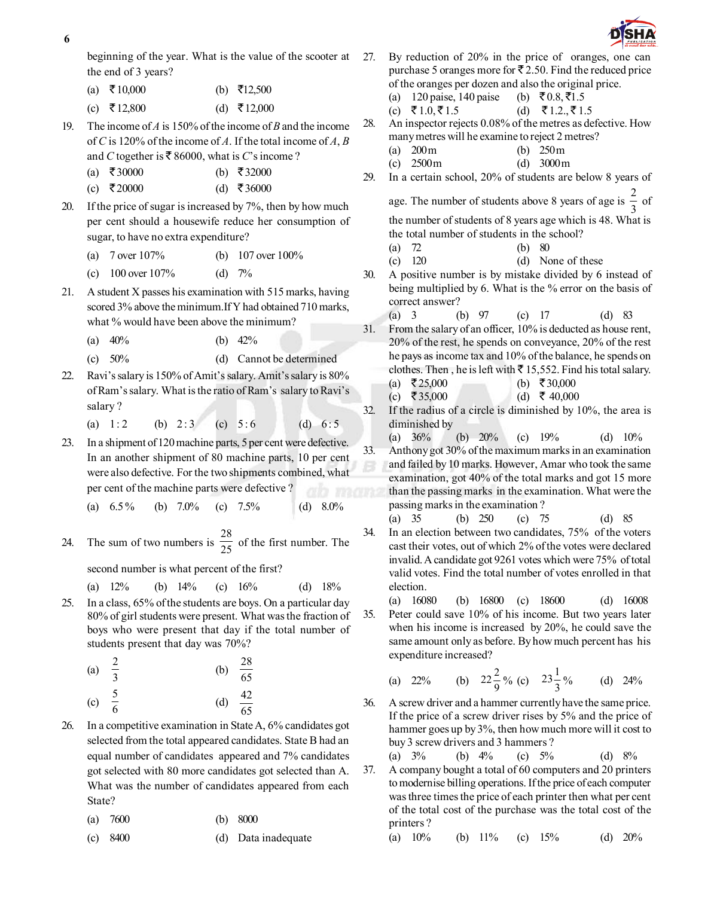beginning of the year. What is the value of the scooter at the end of 3 years?

(a) ₹10,000 (b) ₹12,500

(c) ₹12,800 (d) ₹12,000

19. The income of $A$ is 150% of the income of $B$ and the income of $C$ is 120% of the income of $A$. If the total income of $A$, $B$ and $C$ together is ₹ 86000, what is $C$'s income ?

(a) ₹30000 (b) ₹32000

(c) ₹20000 (d) ₹36000

20. If the price of sugar is increased by 7%, then by how much per cent should a housewife reduce her consumption of sugar, to have no extra expenditure?

(a) 7 over 107% (b) 107 over 100%

(c) 100 over 107% (d) 7%

21. A student X passes his examination with 515 marks, having scored 3% above the minimum.If Y had obtained 710 marks, what % would have been above the minimum?

(a) 40% (b) 42%

(c) 50% (d) Cannot be determined

22. Ravi's salary is 150% of Amit's salary. Amit's salary is 80% of Ram's salary. What is the ratio of Ram's salary to Ravi's salary ?

(a) 1 : 2 (b) 2 : 3 (c) 5 : 6 (d) 6 : 5

23. In a shipment of 120 machine parts, 5 per cent were defective. In an another shipment of 80 machine parts, 10 per cent were also defective. For the two shipments combined, what per cent of the machine parts were defective ?

(a) 6.5 % (b) 7.0% (c) 7.5% (d) 8.0%

24. The sum of two numbers is $\frac{28}{25}$ of the first number. The second number is what percent of the first?

(a) 12% (b) 14% (c) 16% (d) 18%

25. In a class, 65% of the students are boys. On a particular day 80% of girl students were present. What was the fraction of boys who were present that day if the total number of students present that day was 70%?

(a) $\frac{2}{3}$ (b) $\frac{28}{65}$

(c) $\frac{5}{6}$ (d) $\frac{42}{65}$

26. In a competitive examination in State A, 6% candidates got selected from the total appeared candidates. State B had an equal number of candidates appeared and 7% candidates got selected with 80 more candidates got selected than A. What was the number of candidates appeared from each State?

(a) 7600 (b) 8000

(c) 8400 (d) Data inadequate

27. By reduction of 20% in the price of oranges, one can purchase 5 oranges more for ₹ 2.50. Find the reduced price of the oranges per dozen and also the original price.

(a) 120 paise, 140 paise (b) ₹0.8, ₹1.5

(c) ₹1.0, ₹1.5 (d) ₹1.2., ₹1.5

28. An inspector rejects 0.08% of the metres as defective. How many metres will he examine to reject 2 metres?

(a) 200 m (b) 250 m

(c) 2500 m (d) 3000 m

29. In a certain school, 20% of students are below 8 years of age. The number of students above 8 years of age is $\frac{2}{3}$ of the number of students of 8 years age which is 48. What is the total number of students in the school?

(a) 72 (b) 80

(c) 120 (d) None of these

30. A positive number is by mistake divided by 6 instead of being multiplied by 6. What is the % error on the basis of correct answer?

(a) 3 (b) 97 (c) 17 (d) 83

31. From the salary of an officer, 10% is deducted as house rent, 20% of the rest, he spends on conveyance, 20% of the rest he pays as income tax and 10% of the balance, he spends on clothes. Then , he is left with ₹ 15,552. Find his total salary.

(a) ₹25,000 (b) ₹30,000

(c) ₹35,000 (d) ₹ 40,000

32. If the radius of a circle is diminished by 10%, the area is diminished by

(a) 36% (b) 20% (c) 19% (d) 10%

33. Anthony got 30% of the maximum marks in an examination and failed by 10 marks. However, Amar who took the same examination, got 40% of the total marks and got 15 more than the passing marks in the examination. What were the passing marks in the examination ?

(a) 35 (b) 250 (c) 75 (d) 85

34. In an election between two candidates, 75% of the voters cast their votes, out of which 2% of the votes were declared invalid. A candidate got 9261 votes which were 75% of total valid votes. Find the total number of votes enrolled in that election.

(a) 16080 (b) 16800 (c) 18600 (d) 16008

35. Peter could save 10% of his income. But two years later when his income is increased by 20%, he could save the same amount only as before. By how much percent has his expenditure increased?

(a) 22% (b) $22\frac{2}{9}$% (c) $23\frac{1}{3}$% (d) 24%

36. A screw driver and a hammer currently have the same price. If the price of a screw driver rises by 5% and the price of hammer goes up by 3%, then how much more will it cost to buy 3 screw drivers and 3 hammers ?

(a) 3% (b) 4% (c) 5% (d) 8%

37. A company bought a total of 60 computers and 20 printers to modernise billing operations. If the price of each computer was three times the price of each printer then what per cent of the total cost of the purchase was the total cost of the printers ?

(a) 10% (b) 11% (c) 15% (d) 20%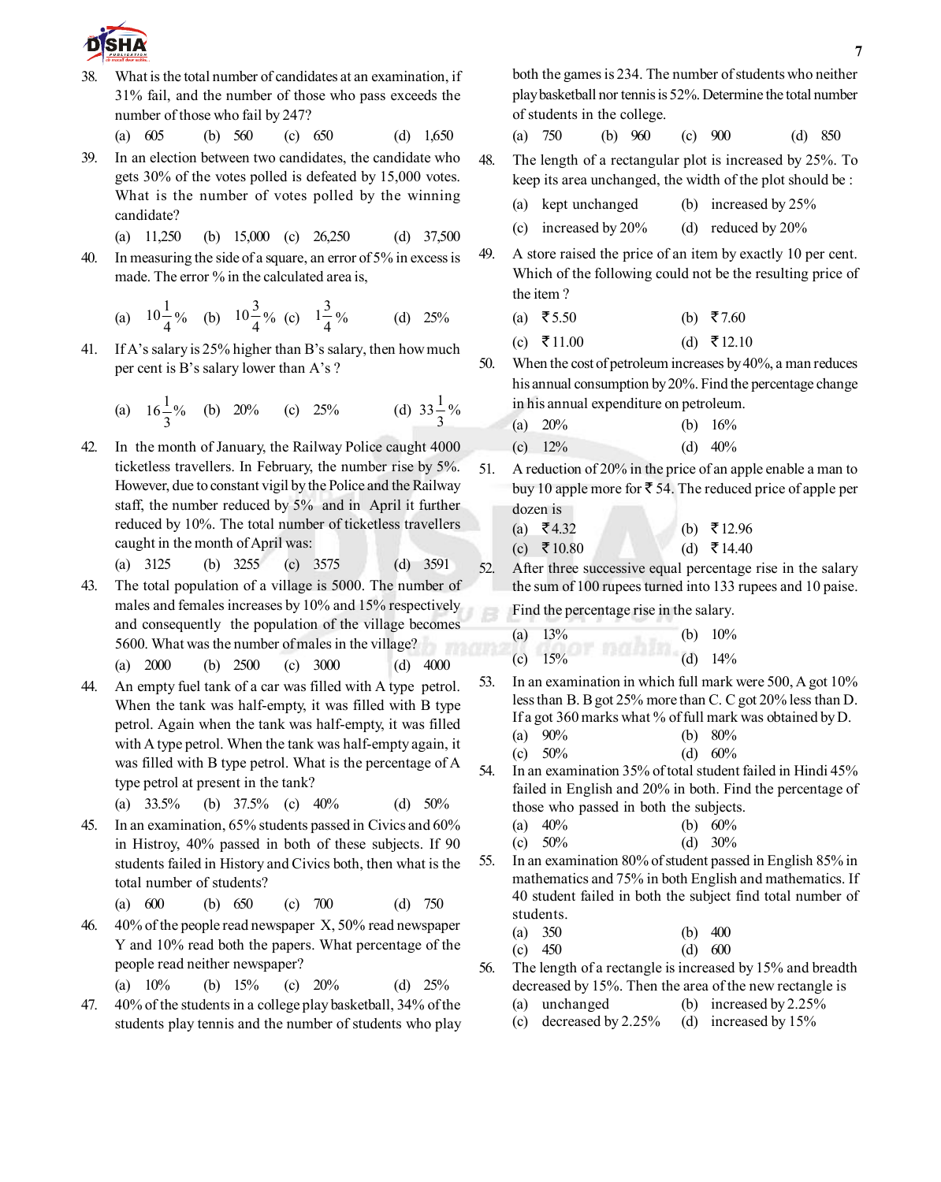38. What is the total number of candidates at an examination, if 31% fail, and the number of those who pass exceeds the number of those who fail by 247?
(a) 605 (b) 560 (c) 650 (d) 1,650

39. In an election between two candidates, the candidate who gets 30% of the votes polled is defeated by 15,000 votes. What is the number of votes polled by the winning candidate?
(a) 11,250 (b) 15,000 (c) 26,250 (d) 37,500

40. In measuring the side of a square, an error of 5% in excess is made. The error % in the calculated area is,
(a) $10\frac{1}{4}\%$ (b) $10\frac{3}{4}\%$ (c) $1\frac{3}{4}\%$ (d) 25%

41. If A's salary is 25% higher than B's salary, then how much per cent is B's salary lower than A's ?
(a) $16\frac{1}{3}\%$ (b) 20% (c) 25% (d) $33\frac{1}{3}\%$

42. In the month of January, the Railway Police caught 4000 ticketless travellers. In February, the number rise by 5%. However, due to constant vigil by the Police and the Railway staff, the number reduced by 5% and in April it further reduced by 10%. The total number of ticketless travellers caught in the month of April was:
(a) 3125 (b) 3255 (c) 3575 (d) 3591

43. The total population of a village is 5000. The number of males and females increases by 10% and 15% respectively and consequently the population of the village becomes 5600. What was the number of males in the village?
(a) 2000 (b) 2500 (c) 3000 (d) 4000

44. An empty fuel tank of a car was filled with A type petrol. When the tank was half-empty, it was filled with B type petrol. Again when the tank was half-empty, it was filled with A type petrol. When the tank was half-empty again, it was filled with B type petrol. What is the percentage of A type petrol at present in the tank?
(a) 33.5% (b) 37.5% (c) 40% (d) 50%

45. In an examination, 65% students passed in Civics and 60% in Histroy, 40% passed in both of these subjects. If 90 students failed in History and Civics both, then what is the total number of students?
(a) 600 (b) 650 (c) 700 (d) 750

46. 40% of the people read newspaper X, 50% read newspaper Y and 10% read both the papers. What percentage of the people read neither newspaper?
(a) 10% (b) 15% (c) 20% (d) 25%

47. 40% of the students in a college play basketball, 34% of the students play tennis and the number of students who play both the games is 234. The number of students who neither play basketball nor tennis is 52%. Determine the total number of students in the college.
(a) 750 (b) 960 (c) 900 (d) 850

48. The length of a rectangular plot is increased by 25%. To keep its area unchanged, the width of the plot should be :
(a) kept unchanged (b) increased by 25%
(c) increased by 20% (d) reduced by 20%

49. A store raised the price of an item by exactly 10 per cent. Which of the following could not be the resulting price of the item ?
(a) ₹5.50 (b) ₹7.60
(c) ₹11.00 (d) ₹12.10

50. When the cost of petroleum increases by 40%, a man reduces his annual consumption by 20%. Find the percentage change in his annual expenditure on petroleum.
(a) 20% (b) 16%
(c) 12% (d) 40%

51. A reduction of 20% in the price of an apple enable a man to buy 10 apple more for ₹ 54. The reduced price of apple per dozen is
(a) ₹4.32 (b) ₹12.96
(c) ₹10.80 (d) ₹14.40

52. After three successive equal percentage rise in the salary the sum of 100 rupees turned into 133 rupees and 10 paise. Find the percentage rise in the salary.
(a) 13% (b) 10%
(c) 15% (d) 14%

53. In an examination in which full mark were 500, A got 10% less than B. B got 25% more than C. C got 20% less than D. If a got 360 marks what % of full mark was obtained by D.
(a) 90% (b) 80%
(c) 50% (d) 60%

54. In an examination 35% of total student failed in Hindi 45% failed in English and 20% in both. Find the percentage of those who passed in both the subjects.
(a) 40% (b) 60%
(c) 50% (d) 30%

55. In an examination 80% of student passed in English 85% in mathematics and 75% in both English and mathematics. If 40 student failed in both the subject find total number of students.
(a) 350 (b) 400
(c) 450 (d) 600

56. The length of a rectangle is increased by 15% and breadth decreased by 15%. Then the area of the new rectangle is
(a) unchanged (b) increased by 2.25%
(c) decreased by 2.25% (d) increased by 15%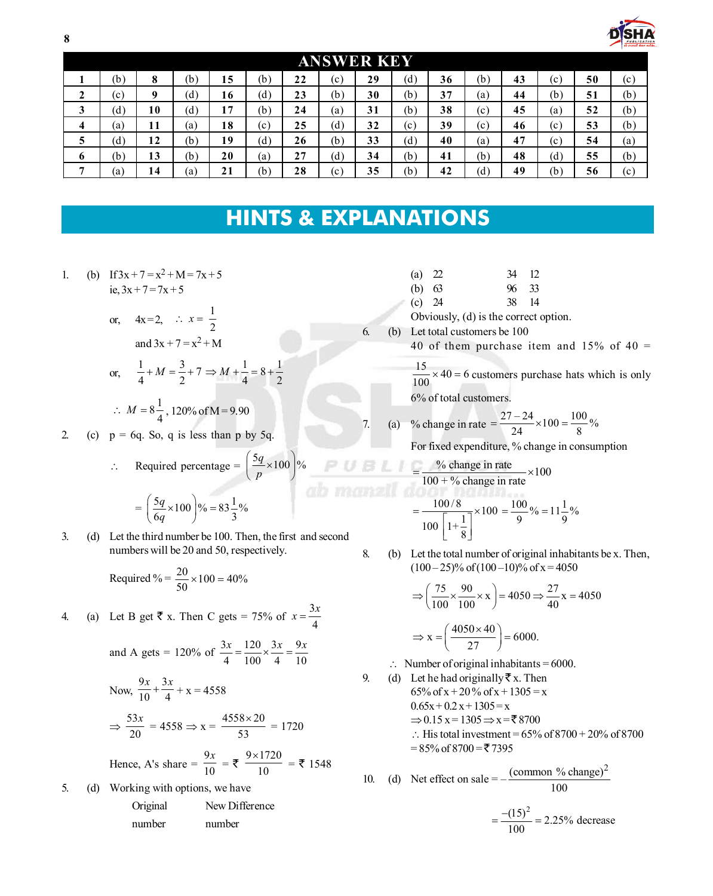## ANSWER KEY

| | | | | | | | | | | | | | |
|---|---|---|---|---|---|---|---|---|---|---|---|---|---|
| **1** | (b) | **8** | (b) | **15** | (b) | **22** | (c) | **29** | (d) | **36** | (b) | **43** | (c) | **50** | (c) |
| **2** | (c) | **9** | (d) | **16** | (d) | **23** | (b) | **30** | (b) | **37** | (a) | **44** | (b) | **51** | (b) |
| **3** | (d) | **10** | (d) | **17** | (b) | **24** | (a) | **31** | (b) | **38** | (c) | **45** | (a) | **52** | (b) |
| **4** | (a) | **11** | (a) | **18** | (c) | **25** | (d) | **32** | (c) | **39** | (c) | **46** | (c) | **53** | (b) |
| **5** | (d) | **12** | (b) | **19** | (d) | **26** | (b) | **33** | (d) | **40** | (a) | **47** | (c) | **54** | (a) |
| **6** | (b) | **13** | (b) | **20** | (a) | **27** | (d) | **34** | (b) | **41** | (b) | **48** | (d) | **55** | (b) |
| **7** | (a) | **14** | (a) | **21** | (b) | **28** | (c) | **35** | (b) | **42** | (d) | **49** | (b) | **56** | (c) |

# HINTS & EXPLANATIONS

1. (b) If $3x + 7 = x^2 + M = 7x + 5$
ie, $3x + 7 = 7x + 5$

or, $4x = 2, \quad \therefore\ x = \frac{1}{2}$

and $3x + 7 = x^2 + M$

or, $\frac{1}{4} + M = \frac{3}{2} + 7 \Rightarrow M + \frac{1}{4} = 8 + \frac{1}{2}$

$\therefore\ M = 8\frac{1}{4}$, 120% of M = 9.90

2. (c) p = 6q. So, q is less than p by 5q.

$\therefore$ Required percentage $= \left(\frac{5q}{p} \times 100\right)\%$

$= \left(\frac{5q}{6q} \times 100\right)\% = 83\frac{1}{3}\%$

3. (d) Let the third number be 100. Then, the first and second numbers will be 20 and 50, respectively.

Required % $= \frac{20}{50} \times 100 = 40\%$

4. (a) Let B get ₹ x. Then C gets = 75% of $x = \frac{3x}{4}$

and A gets = 120% of $\frac{3x}{4} = \frac{120}{100} \times \frac{3x}{4} = \frac{9x}{10}$

Now, $\frac{9x}{10} + \frac{3x}{4} + x = 4558$

$\Rightarrow \frac{53x}{20} = 4558 \Rightarrow x = \frac{4558 \times 20}{53} = 1720$

Hence, A's share $= \frac{9x}{10} = ₹\ \frac{9 \times 1720}{10} = ₹\ 1548$

5. (d) Working with options, we have

| | Original number | New number | Difference |
|---|---|---|---|
| (a) | 22 | 34 | 12 |
| (b) | 63 | 96 | 33 |
| (c) | 24 | 38 | 14 |

Obviously, (d) is the correct option.

6. (b) Let total customers be 100
40 of them purchase item and 15% of 40 = $\frac{15}{100} \times 40 = 6$ customers purchase hats which is only 6% of total customers.

7. (a) % change in rate $= \frac{27 - 24}{24} \times 100 = \frac{100}{8}\%$

For fixed expenditure, % change in consumption

$= \frac{\text{\% change in rate}}{100 + \text{\% change in rate}} \times 100$

$= \frac{100/8}{100\left[1 + \frac{1}{8}\right]} \times 100 = \frac{100}{9}\% = 11\frac{1}{9}\%$

8. (b) Let the total number of original inhabitants be x. Then, $(100 - 25)\%$ of $(100 - 10)\%$ of $x = 4050$

$\Rightarrow \left(\frac{75}{100} \times \frac{90}{100} \times x\right) = 4050 \Rightarrow \frac{27}{40}x = 4050$

$\Rightarrow x = \left(\frac{4050 \times 40}{27}\right) = 6000.$

$\therefore$ Number of original inhabitants = 6000.

9. (d) Let he had originally ₹ x. Then
65% of x + 20% of x + 1305 = x
0.65x + 0.2x + 1305 = x
$\Rightarrow$ 0.15 x = 1305 $\Rightarrow$ x = ₹ 8700
$\therefore$ His total investment = 65% of 8700 + 20% of 8700
= 85% of 8700 = ₹ 7395

10. (d) Net effect on sale $= -\frac{(\text{common \% change})^2}{100}$

$= \frac{-(15)^2}{100} = 2.25\%$ decrease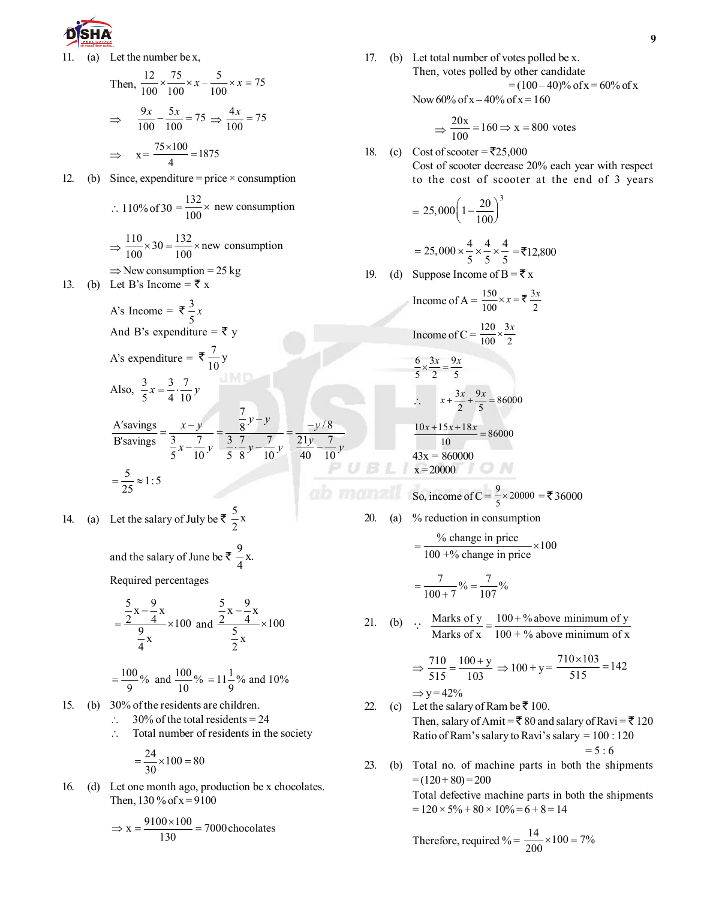11. (a) Let the number be x,

Then, $\frac{12}{100}\times\frac{75}{100}\times x-\frac{5}{100}\times x=75$

$\Rightarrow \quad \frac{9x}{100}-\frac{5x}{100}=75 \Rightarrow \frac{4x}{100}=75$

$\Rightarrow \quad x=\frac{75\times100}{4}=1875$

12. (b) Since, expenditure = price × consumption

$\therefore$ 110% of 30 $=\frac{132}{100}\times$ new consumption

$\Rightarrow \frac{110}{100}\times30=\frac{132}{100}\times$new consumption

$\Rightarrow$ New consumption = 25 kg

13. (b) Let B's Income = ₹ x

A's Income = ₹ $\frac{3}{5}x$

And B's expenditure = ₹ y

A's expenditure = ₹ $\frac{7}{10}$y

Also, $\frac{3}{5}x=\frac{3}{4}\cdot\frac{7}{10}y$

$\frac{\text{A's savings}}{\text{B's savings}}=\frac{x-y}{\frac{3}{5}x-\frac{7}{10}y}=\frac{\frac{7}{8}y-y}{\frac{3}{5}\cdot\frac{7}{8}y-\frac{7}{10}y}=\frac{-y/8}{\frac{21y}{40}-\frac{7}{10}y}$

$=\frac{5}{25}\approx1:5$

14. (a) Let the salary of July be ₹ $\frac{5}{2}$x

and the salary of June be ₹ $\frac{9}{4}$x.

Required percentages

$=\frac{\frac{5}{2}x-\frac{9}{4}x}{\frac{9}{4}x}\times100$ and $\frac{\frac{5}{2}x-\frac{9}{4}x}{\frac{5}{2}x}\times100$

$=\frac{100}{9}\%$ and $\frac{100}{10}\%$ $=11\frac{1}{9}\%$ and 10%

15. (b) 30% of the residents are children.

$\therefore$ 30% of the total residents = 24

$\therefore$ Total number of residents in the society

$=\frac{24}{30}\times100=80$

16. (d) Let one month ago, production be x chocolates.
Then, 130 % of x = 9100

$\Rightarrow x=\frac{9100\times100}{130}=7000$ chocolates

17. (b) Let total number of votes polled be x.
Then, votes polled by other candidate

= (100 – 40)% of x = 60% of x

Now 60% of x – 40% of x = 160

$\Rightarrow \frac{20x}{100}=160 \Rightarrow x=800$ votes

18. (c) Cost of scooter = ₹25,000
Cost of scooter decrease 20% each year with respect to the cost of scooter at the end of 3 years

$=25{,}000\left(1-\frac{20}{100}\right)^3$

$=25{,}000\times\frac{4}{5}\times\frac{4}{5}\times\frac{4}{5}=$ ₹12,800

19. (d) Suppose Income of B = ₹ x

Income of A = $\frac{150}{100}\times x=$ ₹ $\frac{3x}{2}$

Income of C = $\frac{120}{100}\times\frac{3x}{2}$

$\frac{6}{5}\times\frac{3x}{2}=\frac{9x}{5}$

$\therefore \quad x+\frac{3x}{2}+\frac{9x}{5}=86000$

$\frac{10x+15x+18x}{10}=86000$

43x = 860000

x = 20000

So, income of C = $\frac{9}{5}\times20000$ = ₹ 36000

20. (a) % reduction in consumption

$=\frac{\text{\% change in price}}{100+\text{\% change in price}}\times100$

$=\frac{7}{100+7}\%=\frac{7}{107}\%$

21. (b) $\because \frac{\text{Marks of y}}{\text{Marks of x}}=\frac{100+\text{\% above minimum of y}}{100+\text{\% above minimum of x}}$

$\Rightarrow \frac{710}{515}=\frac{100+y}{103} \Rightarrow 100+y=\frac{710\times103}{515}=142$

$\Rightarrow$ y = 42%

22. (c) Let the salary of Ram be ₹ 100.
Then, salary of Amit = ₹ 80 and salary of Ravi = ₹ 120
Ratio of Ram's salary to Ravi's salary = 100 : 120
= 5 : 6

23. (b) Total no. of machine parts in both the shipments = (120 + 80) = 200
Total defective machine parts in both the shipments = 120 × 5% + 80 × 10% = 6 + 8 = 14

Therefore, required % = $\frac{14}{200}\times100=7\%$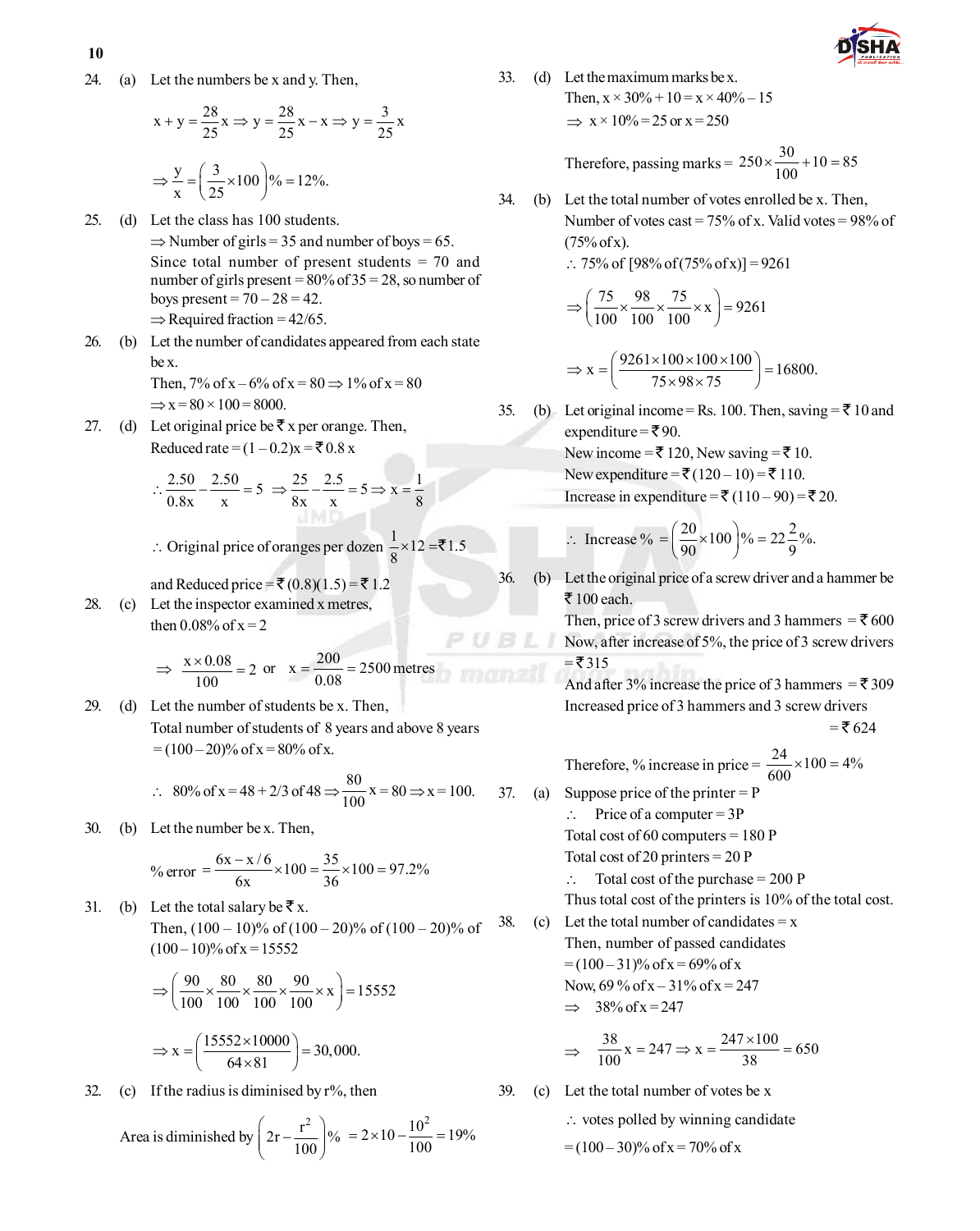24. (a) Let the numbers be x and y. Then,

$$x + y = \frac{28}{25}x \Rightarrow y = \frac{28}{25}x - x \Rightarrow y = \frac{3}{25}x$$

$$\Rightarrow \frac{y}{x} = \left(\frac{3}{25} \times 100\right)\% = 12\%.$$

25. (d) Let the class has 100 students.
$\Rightarrow$ Number of girls = 35 and number of boys = 65.
Since total number of present students = 70 and number of girls present = 80% of 35 = 28, so number of boys present = 70 – 28 = 42.
$\Rightarrow$ Required fraction = 42/65.

26. (b) Let the number of candidates appeared from each state be x.
Then, 7% of x – 6% of x = 80 $\Rightarrow$ 1% of x = 80
$\Rightarrow$ x = 80 × 100 = 8000.

27. (d) Let original price be ₹ x per orange. Then,
Reduced rate = (1 – 0.2)x = ₹ 0.8 x

$$\therefore \frac{2.50}{0.8x} - \frac{2.50}{x} = 5 \Rightarrow \frac{25}{8x} - \frac{2.5}{x} = 5 \Rightarrow x = \frac{1}{8}$$

$\therefore$ Original price of oranges per dozen $\frac{1}{8} \times 12 =$ ₹1.5

and Reduced price = ₹ (0.8)(1.5) = ₹ 1.2

28. (c) Let the inspector examined x metres,
then 0.08% of x = 2

$$\Rightarrow \frac{x \times 0.08}{100} = 2 \text{ or } x = \frac{200}{0.08} = 2500 \text{ metres}$$

29. (d) Let the number of students be x. Then,
Total number of students of 8 years and above 8 years = (100 – 20)% of x = 80% of x.

$$\therefore 80\% \text{ of } x = 48 + 2/3 \text{ of } 48 \Rightarrow \frac{80}{100}x = 80 \Rightarrow x = 100.$$

30. (b) Let the number be x. Then,

$$\% \text{ error} = \frac{6x - x/6}{6x} \times 100 = \frac{35}{36} \times 100 = 97.2\%$$

31. (b) Let the total salary be ₹ x.
Then, (100 – 10)% of (100 – 20)% of (100 – 20)% of (100 – 10)% of x = 15552

$$\Rightarrow \left(\frac{90}{100} \times \frac{80}{100} \times \frac{80}{100} \times \frac{90}{100} \times x\right) = 15552$$

$$\Rightarrow x = \left(\frac{15552 \times 10000}{64 \times 81}\right) = 30,000.$$

32. (c) If the radius is diminished by r%, then

$$\text{Area is diminished by } \left(2r - \frac{r^2}{100}\right)\% = 2 \times 10 - \frac{10^2}{100} = 19\%$$

33. (d) Let the maximum marks be x.
Then, x × 30% + 10 = x × 40% – 15
$\Rightarrow$ x × 10% = 25 or x = 250

$$\text{Therefore, passing marks} = 250 \times \frac{30}{100} + 10 = 85$$

34. (b) Let the total number of votes enrolled be x. Then,
Number of votes cast = 75% of x. Valid votes = 98% of (75% of x).
$\therefore$ 75% of [98% of (75% of x)] = 9261

$$\Rightarrow \left(\frac{75}{100} \times \frac{98}{100} \times \frac{75}{100} \times x\right) = 9261$$

$$\Rightarrow x = \left(\frac{9261 \times 100 \times 100 \times 100}{75 \times 98 \times 75}\right) = 16800.$$

35. (b) Let original income = Rs. 100. Then, saving = ₹ 10 and expenditure = ₹ 90.
New income = ₹ 120, New saving = ₹ 10.
New expenditure = ₹ (120 – 10) = ₹ 110.
Increase in expenditure = ₹ (110 – 90) = ₹ 20.

$$\therefore \text{ Increase \%} = \left(\frac{20}{90} \times 100\right)\% = 22\frac{2}{9}\%.$$

36. (b) Let the original price of a screw driver and a hammer be ₹ 100 each.
Then, price of 3 screw drivers and 3 hammers = ₹ 600
Now, after increase of 5%, the price of 3 screw drivers = ₹ 315
And after 3% increase the price of 3 hammers = ₹ 309
Increased price of 3 hammers and 3 screw drivers = ₹ 624

$$\text{Therefore, \% increase in price} = \frac{24}{600} \times 100 = 4\%$$

37. (a) Suppose price of the printer = P
$\therefore$ Price of a computer = 3P
Total cost of 60 computers = 180 P
Total cost of 20 printers = 20 P
$\therefore$ Total cost of the purchase = 200 P
Thus total cost of the printers is 10% of the total cost.

38. (c) Let the total number of candidates = x
Then, number of passed candidates = (100 – 31)% of x = 69% of x
Now, 69 % of x – 31% of x = 247
$\Rightarrow$ 38% of x = 247

$$\Rightarrow \frac{38}{100}x = 247 \Rightarrow x = \frac{247 \times 100}{38} = 650$$

39. (c) Let the total number of votes be x
$\therefore$ votes polled by winning candidate
= (100 – 30)% of x = 70% of x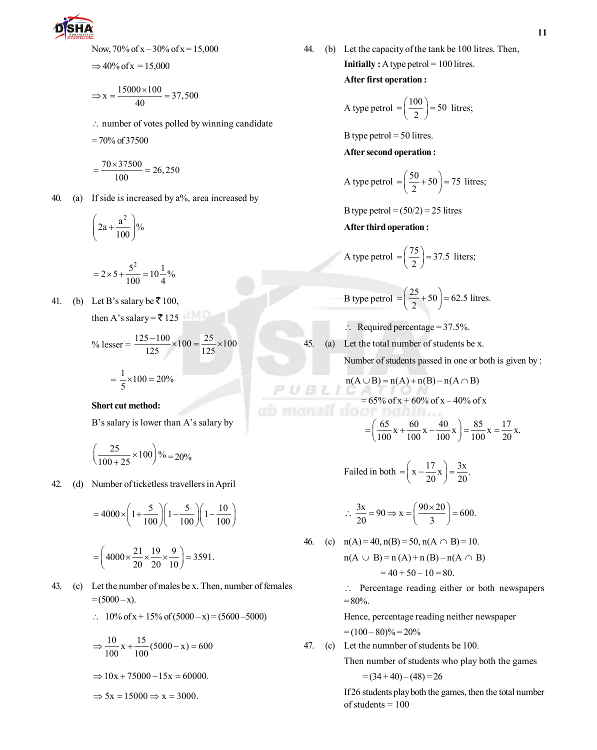Now, 70% of x – 30% of x = 15,000

$\Rightarrow$ 40% of x = 15,000

$$\Rightarrow x = \frac{15000 \times 100}{40} = 37,500$$

$\therefore$ number of votes polled by winning candidate

= 70% of 37500

$$= \frac{70 \times 37500}{100} = 26,250$$

40. (a) If side is increased by a%, area increased by

$$\left(2a + \frac{a^2}{100}\right)\%$$

$$= 2 \times 5 + \frac{5^2}{100} = 10\frac{1}{4}\%$$

41. (b) Let B's salary be ₹ 100,

then A's salary = ₹ 125

$$\% \text{ lesser} = \frac{125 - 100}{125} \times 100 = \frac{25}{125} \times 100$$

$$= \frac{1}{5} \times 100 = 20\%$$

**Short cut method:**

B's salary is lower than A's salary by

$$\left(\frac{25}{100 + 25} \times 100\right)\% = 20\%$$

42. (d) Number of ticketless travellers in April

$$= 4000 \times \left(1 + \frac{5}{100}\right)\left(1 - \frac{5}{100}\right)\left(1 - \frac{10}{100}\right)$$

$$= \left(4000 \times \frac{21}{20} \times \frac{19}{20} \times \frac{9}{10}\right) = 3591.$$

43. (c) Let the number of males be x. Then, number of females = (5000 – x).

$\therefore$ 10% of x + 15% of (5000 – x) = (5600 – 5000)

$$\Rightarrow \frac{10}{100}x + \frac{15}{100}(5000 - x) = 600$$

$$\Rightarrow 10x + 75000 - 15x = 60000.$$

$$\Rightarrow 5x = 15000 \Rightarrow x = 3000.$$

44. (b) Let the capacity of the tank be 100 litres. Then,

**Initially :** A type petrol = 100 litres.

**After first operation :**

$$\text{A type petrol} = \left(\frac{100}{2}\right) = 50 \text{ litres;}$$

B type petrol = 50 litres.

**After second operation :**

$$\text{A type petrol} = \left(\frac{50}{2} + 50\right) = 75 \text{ litres;}$$

B type petrol = (50/2) = 25 litres

**After third operation :**

$$\text{A type petrol} = \left(\frac{75}{2}\right) = 37.5 \text{ liters;}$$

$$\text{B type petrol} = \left(\frac{25}{2} + 50\right) = 62.5 \text{ litres.}$$

$\therefore$ Required percentage = 37.5%.

45. (a) Let the total number of students be x.

Number of students passed in one or both is given by :

$$n(A \cup B) = n(A) + n(B) - n(A \cap B)$$

= 65% of x + 60% of x – 40% of x

$$= \left(\frac{65}{100}x + \frac{60}{100}x - \frac{40}{100}x\right) = \frac{85}{100}x = \frac{17}{20}x.$$

$$\text{Failed in both} = \left(x - \frac{17}{20}x\right) = \frac{3x}{20}.$$

$$\therefore \frac{3x}{20} = 90 \Rightarrow x = \left(\frac{90 \times 20}{3}\right) = 600.$$

46. (c) $n(A) = 40, n(B) = 50, n(A \cap B) = 10.$

$$n(A \cup B) = n(A) + n(B) - n(A \cap B)$$

$$= 40 + 50 - 10 = 80.$$

$\therefore$ Percentage reading either or both newspapers = 80%.

Hence, percentage reading neither newspaper = (100 – 80)% = 20%

47. (c) Let the numnber of students be 100.

Then number of students who play both the games

= (34 + 40) – (48) = 26

If 26 students play both the games, then the total number of students = 100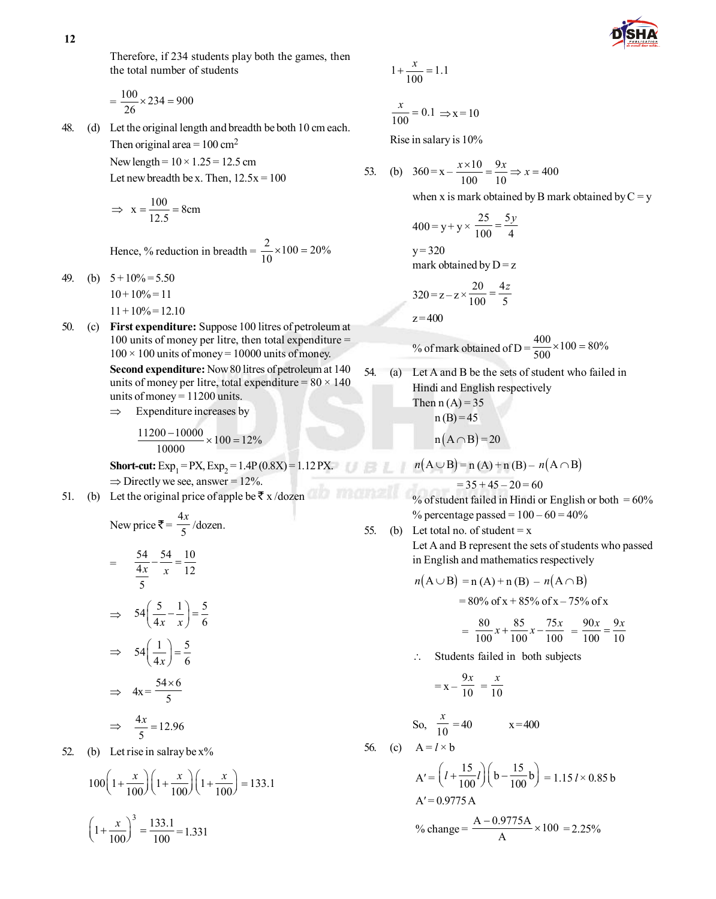Therefore, if 234 students play both the games, then the total number of students

$$= \frac{100}{26} \times 234 = 900$$

48. (d) Let the original length and breadth be both 10 cm each.

Then original area = 100 cm$^2$

New length = 10 × 1.25 = 12.5 cm

Let new breadth be x. Then, 12.5x = 100

$$\Rightarrow \; x = \frac{100}{12.5} = 8\text{cm}$$

Hence, % reduction in breadth = $\frac{2}{10} \times 100 = 20\%$

49. (b) 5 + 10% = 5.50

10 + 10% = 11

11 + 10% = 12.10

50. (c) **First expenditure:** Suppose 100 litres of petroleum at 100 units of money per litre, then total expenditure = 100 × 100 units of money = 10000 units of money.

**Second expenditure:** Now 80 litres of petroleum at 140 units of money per litre, total expenditure = 80 × 140 units of money = 11200 units.

$\Rightarrow$ Expenditure increases by

$$\frac{11200 - 10000}{10000} \times 100 = 12\%$$

**Short-cut:** $Exp_1 = PX$, $Exp_2 = 1.4P(0.8X) = 1.12 PX$.

$\Rightarrow$ Directly we see, answer = 12%.

51. (b) Let the original price of apple be ₹ x /dozen

New price ₹ = $\frac{4x}{5}$ /dozen.

$$= \frac{54}{\frac{4x}{5}} - \frac{54}{x} = \frac{10}{12}$$

$$\Rightarrow \; 54\left(\frac{5}{4x} - \frac{1}{x}\right) = \frac{5}{6}$$

$$\Rightarrow \; 54\left(\frac{1}{4x}\right) = \frac{5}{6}$$

$$\Rightarrow \; 4x = \frac{54 \times 6}{5}$$

$$\Rightarrow \; \frac{4x}{5} = 12.96$$

52. (b) Let rise in salray be x%

$$100\left(1+\frac{x}{100}\right)\left(1+\frac{x}{100}\right)\left(1+\frac{x}{100}\right) = 133.1$$

$$\left(1+\frac{x}{100}\right)^3 = \frac{133.1}{100} = 1.331$$

$$1 + \frac{x}{100} = 1.1$$

$$\frac{x}{100} = 0.1 \;\Rightarrow x = 10$$

Rise in salary is 10%

53. (b) $360 = x - \frac{x \times 10}{100} = \frac{9x}{10} \Rightarrow x = 400$

when x is mark obtained by B mark obtained by C = y

$$400 = y + y \times \frac{25}{100} = \frac{5y}{4}$$

y = 320

mark obtained by D = z

$$320 = z - z \times \frac{20}{100} = \frac{4z}{5}$$

z = 400

$$\text{\% of mark obtained of D} = \frac{400}{500} \times 100 = 80\%$$

54. (a) Let A and B be the sets of student who failed in Hindi and English respectively

Then n (A) = 35

n (B) = 45

$n(A \cap B) = 20$

$n(A \cup B) = n(A) + n(B) - n(A \cap B)$

$= 35 + 45 - 20 = 60$

% of student failed in Hindi or English or both = 60%

% percentage passed = 100 – 60 = 40%

55. (b) Let total no. of student = x

Let A and B represent the sets of students who passed in English and mathematics respectively

$n(A \cup B) = n(A) + n(B) - n(A \cap B)$

= 80% of x + 85% of x – 75% of x

$$= \frac{80}{100}x + \frac{85}{100}x - \frac{75x}{100} = \frac{90x}{100} = \frac{9x}{10}$$

$\therefore$ Students failed in both subjects

$$= x - \frac{9x}{10} = \frac{x}{10}$$

So, $\frac{x}{10} = 40$ $\quad$ x = 400

56. (c) $A = l \times b$

$$A' = \left(l + \frac{15}{100}l\right)\left(b - \frac{15}{100}b\right) = 1.15\,l \times 0.85\,b$$

$A' = 0.9775\,A$

$$\text{\% change} = \frac{A - 0.9775A}{A} \times 100 = 2.25\%$$